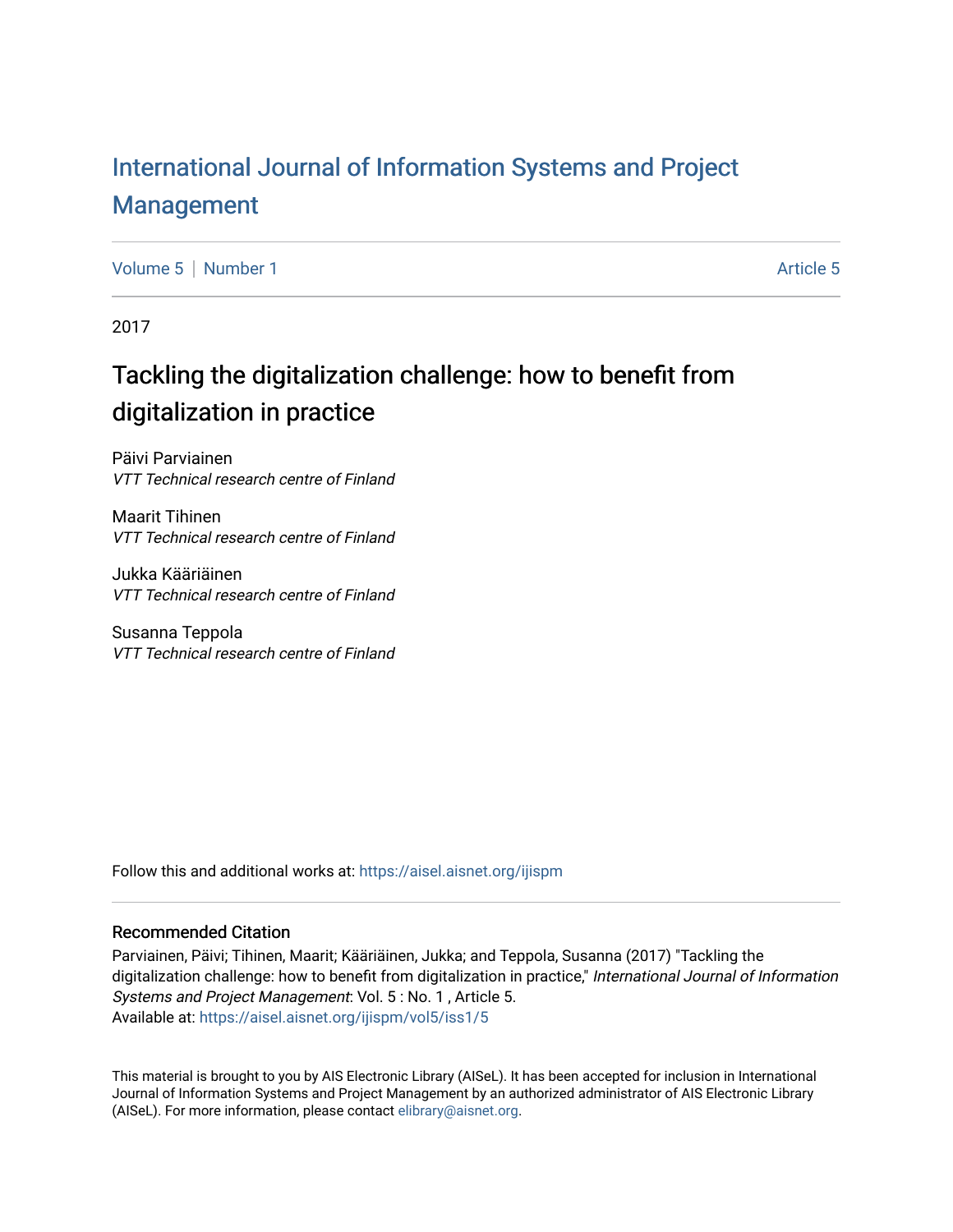# International Journal of Information Systems and Project Management

Volume 5 | Number 1 — Article 5

2017

## Tackling the digitalization challenge: how to benefit from digitalization in practice

Päivi Parviainen
*VTT Technical research centre of Finland*

Maarit Tihinen
*VTT Technical research centre of Finland*

Jukka Kääriäinen
*VTT Technical research centre of Finland*

Susanna Teppola
*VTT Technical research centre of Finland*

Follow this and additional works at: https://aisel.aisnet.org/ijispm

### Recommended Citation

Parviainen, Päivi; Tihinen, Maarit; Kääriäinen, Jukka; and Teppola, Susanna (2017) "Tackling the digitalization challenge: how to benefit from digitalization in practice," *International Journal of Information Systems and Project Management*: Vol. 5 : No. 1 , Article 5.
Available at: https://aisel.aisnet.org/ijispm/vol5/iss1/5

This material is brought to you by AIS Electronic Library (AISeL). It has been accepted for inclusion in International Journal of Information Systems and Project Management by an authorized administrator of AIS Electronic Library (AISeL). For more information, please contact elibrary@aisnet.org.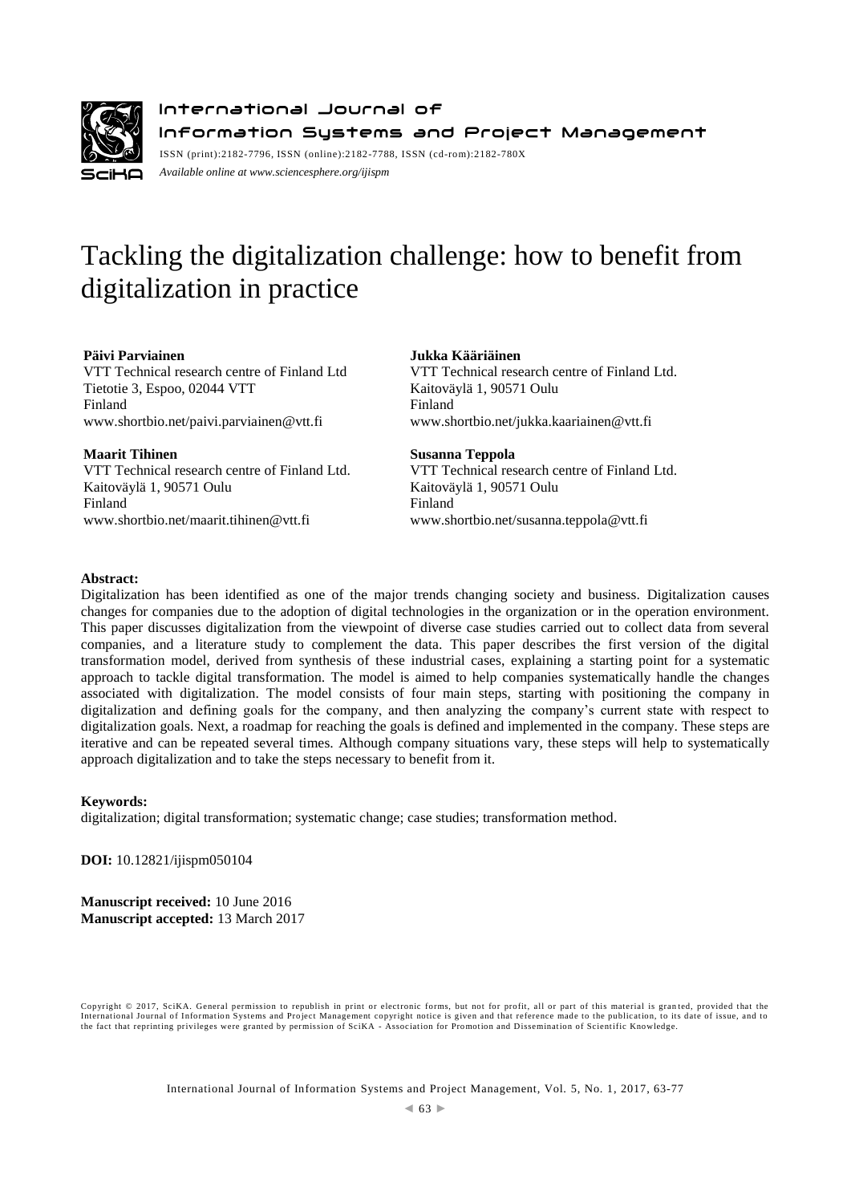# Tackling the digitalization challenge: how to benefit from digitalization in practice

**Päivi Parviainen**
VTT Technical research centre of Finland Ltd
Tietotie 3, Espoo, 02044 VTT
Finland
www.shortbio.net/paivi.parviainen@vtt.fi

**Jukka Kääriäinen**
VTT Technical research centre of Finland Ltd.
Kaitoväylä 1, 90571 Oulu
Finland
www.shortbio.net/jukka.kaariainen@vtt.fi

**Maarit Tihinen**
VTT Technical research centre of Finland Ltd.
Kaitoväylä 1, 90571 Oulu
Finland
www.shortbio.net/maarit.tihinen@vtt.fi

**Susanna Teppola**
VTT Technical research centre of Finland Ltd.
Kaitoväylä 1, 90571 Oulu
Finland
www.shortbio.net/susanna.teppola@vtt.fi

**Abstract:**

Digitalization has been identified as one of the major trends changing society and business. Digitalization causes changes for companies due to the adoption of digital technologies in the organization or in the operation environment. This paper discusses digitalization from the viewpoint of diverse case studies carried out to collect data from several companies, and a literature study to complement the data. This paper describes the first version of the digital transformation model, derived from synthesis of these industrial cases, explaining a starting point for a systematic approach to tackle digital transformation. The model is aimed to help companies systematically handle the changes associated with digitalization. The model consists of four main steps, starting with positioning the company in digitalization and defining goals for the company, and then analyzing the company's current state with respect to digitalization goals. Next, a roadmap for reaching the goals is defined and implemented in the company. These steps are iterative and can be repeated several times. Although company situations vary, these steps will help to systematically approach digitalization and to take the steps necessary to benefit from it.

**Keywords:**

digitalization; digital transformation; systematic change; case studies; transformation method.

**DOI:** 10.12821/ijispm050104

**Manuscript received:** 10 June 2016
**Manuscript accepted:** 13 March 2017

Copyright © 2017, SciKA. General permission to republish in print or electronic forms, but not for profit, all or part of this material is granted, provided that the International Journal of Information Systems and Project Management copyright notice is given and that reference made to the publication, to its date of issue, and to the fact that reprinting privileges were granted by permission of SciKA - Association for Promotion and Dissemination of Scientific Knowledge.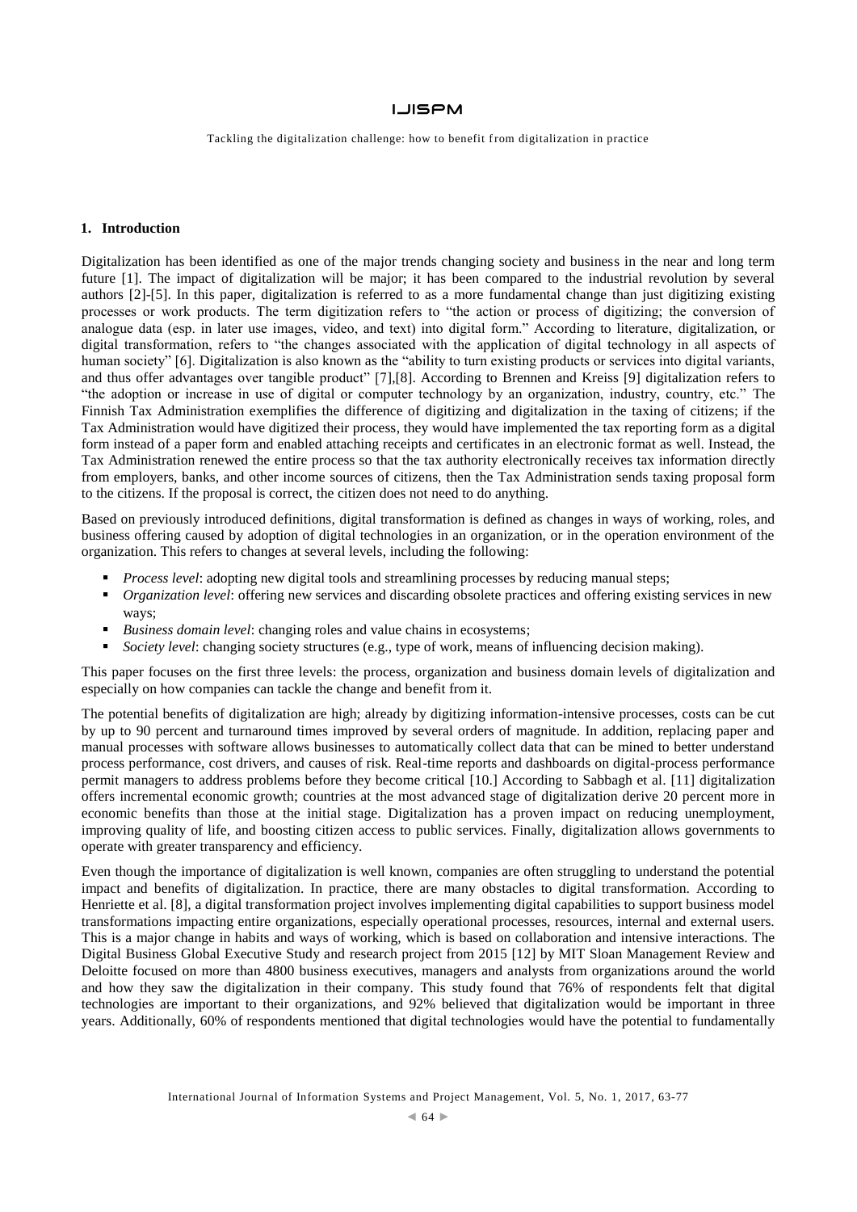## 1. Introduction

Digitalization has been identified as one of the major trends changing society and business in the near and long term future [1]. The impact of digitalization will be major; it has been compared to the industrial revolution by several authors [2]-[5]. In this paper, digitalization is referred to as a more fundamental change than just digitizing existing processes or work products. The term digitization refers to "the action or process of digitizing; the conversion of analogue data (esp. in later use images, video, and text) into digital form." According to literature, digitalization, or digital transformation, refers to "the changes associated with the application of digital technology in all aspects of human society" [6]. Digitalization is also known as the "ability to turn existing products or services into digital variants, and thus offer advantages over tangible product" [7],[8]. According to Brennen and Kreiss [9] digitalization refers to "the adoption or increase in use of digital or computer technology by an organization, industry, country, etc." The Finnish Tax Administration exemplifies the difference of digitizing and digitalization in the taxing of citizens; if the Tax Administration would have digitized their process, they would have implemented the tax reporting form as a digital form instead of a paper form and enabled attaching receipts and certificates in an electronic format as well. Instead, the Tax Administration renewed the entire process so that the tax authority electronically receives tax information directly from employers, banks, and other income sources of citizens, then the Tax Administration sends taxing proposal form to the citizens. If the proposal is correct, the citizen does not need to do anything.

Based on previously introduced definitions, digital transformation is defined as changes in ways of working, roles, and business offering caused by adoption of digital technologies in an organization, or in the operation environment of the organization. This refers to changes at several levels, including the following:

- *Process level*: adopting new digital tools and streamlining processes by reducing manual steps;
- *Organization level*: offering new services and discarding obsolete practices and offering existing services in new ways;
- *Business domain level*: changing roles and value chains in ecosystems;
- *Society level*: changing society structures (e.g., type of work, means of influencing decision making).

This paper focuses on the first three levels: the process, organization and business domain levels of digitalization and especially on how companies can tackle the change and benefit from it.

The potential benefits of digitalization are high; already by digitizing information-intensive processes, costs can be cut by up to 90 percent and turnaround times improved by several orders of magnitude. In addition, replacing paper and manual processes with software allows businesses to automatically collect data that can be mined to better understand process performance, cost drivers, and causes of risk. Real-time reports and dashboards on digital-process performance permit managers to address problems before they become critical [10.] According to Sabbagh et al. [11] digitalization offers incremental economic growth; countries at the most advanced stage of digitalization derive 20 percent more in economic benefits than those at the initial stage. Digitalization has a proven impact on reducing unemployment, improving quality of life, and boosting citizen access to public services. Finally, digitalization allows governments to operate with greater transparency and efficiency.

Even though the importance of digitalization is well known, companies are often struggling to understand the potential impact and benefits of digitalization. In practice, there are many obstacles to digital transformation. According to Henriette et al. [8], a digital transformation project involves implementing digital capabilities to support business model transformations impacting entire organizations, especially operational processes, resources, internal and external users. This is a major change in habits and ways of working, which is based on collaboration and intensive interactions. The Digital Business Global Executive Study and research project from 2015 [12] by MIT Sloan Management Review and Deloitte focused on more than 4800 business executives, managers and analysts from organizations around the world and how they saw the digitalization in their company. This study found that 76% of respondents felt that digital technologies are important to their organizations, and 92% believed that digitalization would be important in three years. Additionally, 60% of respondents mentioned that digital technologies would have the potential to fundamentally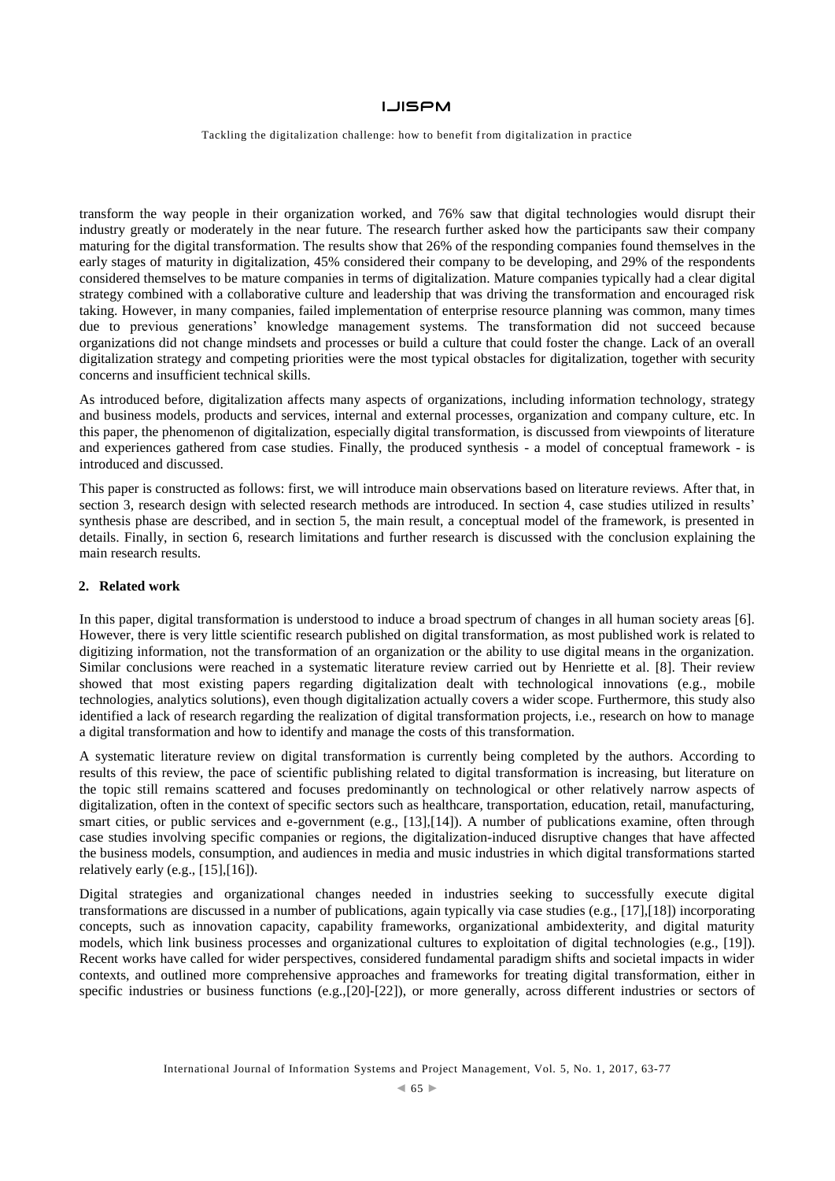transform the way people in their organization worked, and 76% saw that digital technologies would disrupt their industry greatly or moderately in the near future. The research further asked how the participants saw their company maturing for the digital transformation. The results show that 26% of the responding companies found themselves in the early stages of maturity in digitalization, 45% considered their company to be developing, and 29% of the respondents considered themselves to be mature companies in terms of digitalization. Mature companies typically had a clear digital strategy combined with a collaborative culture and leadership that was driving the transformation and encouraged risk taking. However, in many companies, failed implementation of enterprise resource planning was common, many times due to previous generations' knowledge management systems. The transformation did not succeed because organizations did not change mindsets and processes or build a culture that could foster the change. Lack of an overall digitalization strategy and competing priorities were the most typical obstacles for digitalization, together with security concerns and insufficient technical skills.

As introduced before, digitalization affects many aspects of organizations, including information technology, strategy and business models, products and services, internal and external processes, organization and company culture, etc. In this paper, the phenomenon of digitalization, especially digital transformation, is discussed from viewpoints of literature and experiences gathered from case studies. Finally, the produced synthesis - a model of conceptual framework - is introduced and discussed.

This paper is constructed as follows: first, we will introduce main observations based on literature reviews. After that, in section 3, research design with selected research methods are introduced. In section 4, case studies utilized in results' synthesis phase are described, and in section 5, the main result, a conceptual model of the framework, is presented in details. Finally, in section 6, research limitations and further research is discussed with the conclusion explaining the main research results.

## 2. Related work

In this paper, digital transformation is understood to induce a broad spectrum of changes in all human society areas [6]. However, there is very little scientific research published on digital transformation, as most published work is related to digitizing information, not the transformation of an organization or the ability to use digital means in the organization. Similar conclusions were reached in a systematic literature review carried out by Henriette et al. [8]. Their review showed that most existing papers regarding digitalization dealt with technological innovations (e.g., mobile technologies, analytics solutions), even though digitalization actually covers a wider scope. Furthermore, this study also identified a lack of research regarding the realization of digital transformation projects, i.e., research on how to manage a digital transformation and how to identify and manage the costs of this transformation.

A systematic literature review on digital transformation is currently being completed by the authors. According to results of this review, the pace of scientific publishing related to digital transformation is increasing, but literature on the topic still remains scattered and focuses predominantly on technological or other relatively narrow aspects of digitalization, often in the context of specific sectors such as healthcare, transportation, education, retail, manufacturing, smart cities, or public services and e-government (e.g., [13],[14]). A number of publications examine, often through case studies involving specific companies or regions, the digitalization-induced disruptive changes that have affected the business models, consumption, and audiences in media and music industries in which digital transformations started relatively early (e.g., [15],[16]).

Digital strategies and organizational changes needed in industries seeking to successfully execute digital transformations are discussed in a number of publications, again typically via case studies (e.g., [17],[18]) incorporating concepts, such as innovation capacity, capability frameworks, organizational ambidexterity, and digital maturity models, which link business processes and organizational cultures to exploitation of digital technologies (e.g., [19]). Recent works have called for wider perspectives, considered fundamental paradigm shifts and societal impacts in wider contexts, and outlined more comprehensive approaches and frameworks for treating digital transformation, either in specific industries or business functions (e.g.,[20]-[22]), or more generally, across different industries or sectors of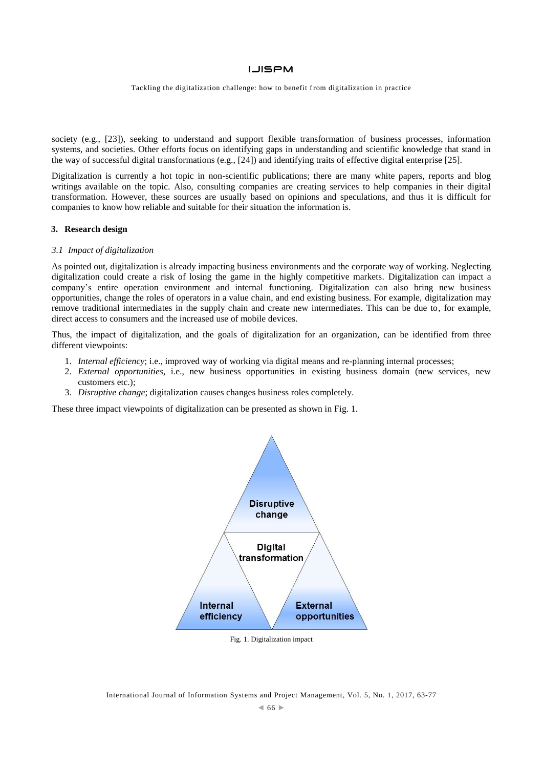society (e.g., [23]), seeking to understand and support flexible transformation of business processes, information systems, and societies. Other efforts focus on identifying gaps in understanding and scientific knowledge that stand in the way of successful digital transformations (e.g., [24]) and identifying traits of effective digital enterprise [25].

Digitalization is currently a hot topic in non-scientific publications; there are many white papers, reports and blog writings available on the topic. Also, consulting companies are creating services to help companies in their digital transformation. However, these sources are usually based on opinions and speculations, and thus it is difficult for companies to know how reliable and suitable for their situation the information is.

## 3. Research design

### *3.1 Impact of digitalization*

As pointed out, digitalization is already impacting business environments and the corporate way of working. Neglecting digitalization could create a risk of losing the game in the highly competitive markets. Digitalization can impact a company's entire operation environment and internal functioning. Digitalization can also bring new business opportunities, change the roles of operators in a value chain, and end existing business. For example, digitalization may remove traditional intermediates in the supply chain and create new intermediates. This can be due to, for example, direct access to consumers and the increased use of mobile devices.

Thus, the impact of digitalization, and the goals of digitalization for an organization, can be identified from three different viewpoints:

1. *Internal efficiency*; i.e., improved way of working via digital means and re-planning internal processes;
2. *External opportunities*, i.e., new business opportunities in existing business domain (new services, new customers etc.);
3. *Disruptive change*; digitalization causes changes business roles completely.

These three impact viewpoints of digitalization can be presented as shown in Fig. 1.

Fig. 1. Digitalization impact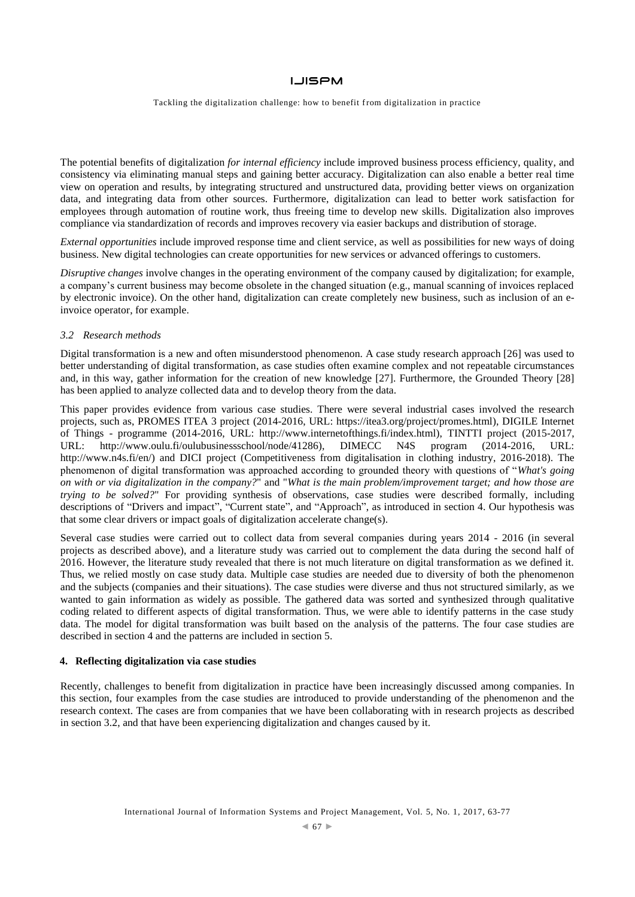The potential benefits of digitalization *for internal efficiency* include improved business process efficiency, quality, and consistency via eliminating manual steps and gaining better accuracy. Digitalization can also enable a better real time view on operation and results, by integrating structured and unstructured data, providing better views on organization data, and integrating data from other sources. Furthermore, digitalization can lead to better work satisfaction for employees through automation of routine work, thus freeing time to develop new skills. Digitalization also improves compliance via standardization of records and improves recovery via easier backups and distribution of storage.

*External opportunities* include improved response time and client service, as well as possibilities for new ways of doing business. New digital technologies can create opportunities for new services or advanced offerings to customers.

*Disruptive changes* involve changes in the operating environment of the company caused by digitalization; for example, a company's current business may become obsolete in the changed situation (e.g., manual scanning of invoices replaced by electronic invoice). On the other hand, digitalization can create completely new business, such as inclusion of an e-invoice operator, for example.

### *3.2 Research methods*

Digital transformation is a new and often misunderstood phenomenon. A case study research approach [26] was used to better understanding of digital transformation, as case studies often examine complex and not repeatable circumstances and, in this way, gather information for the creation of new knowledge [27]. Furthermore, the Grounded Theory [28] has been applied to analyze collected data and to develop theory from the data.

This paper provides evidence from various case studies. There were several industrial cases involved the research projects, such as, PROMES ITEA 3 project (2014-2016, URL: https://itea3.org/project/promes.html), DIGILE Internet of Things - programme (2014-2016, URL: http://www.internetofthings.fi/index.html), TINTTI project (2015-2017, URL: http://www.oulu.fi/oulubusinessschool/node/41286), DIMECC N4S program (2014-2016, URL: http://www.n4s.fi/en/) and DICI project (Competitiveness from digitalisation in clothing industry, 2016-2018). The phenomenon of digital transformation was approached according to grounded theory with questions of "*What's going on with or via digitalization in the company?*" and "*What is the main problem/improvement target; and how those are trying to be solved?*" For providing synthesis of observations, case studies were described formally, including descriptions of "Drivers and impact", "Current state", and "Approach", as introduced in section 4. Our hypothesis was that some clear drivers or impact goals of digitalization accelerate change(s).

Several case studies were carried out to collect data from several companies during years 2014 - 2016 (in several projects as described above), and a literature study was carried out to complement the data during the second half of 2016. However, the literature study revealed that there is not much literature on digital transformation as we defined it. Thus, we relied mostly on case study data. Multiple case studies are needed due to diversity of both the phenomenon and the subjects (companies and their situations). The case studies were diverse and thus not structured similarly, as we wanted to gain information as widely as possible. The gathered data was sorted and synthesized through qualitative coding related to different aspects of digital transformation. Thus, we were able to identify patterns in the case study data. The model for digital transformation was built based on the analysis of the patterns. The four case studies are described in section 4 and the patterns are included in section 5.

## 4. Reflecting digitalization via case studies

Recently, challenges to benefit from digitalization in practice have been increasingly discussed among companies. In this section, four examples from the case studies are introduced to provide understanding of the phenomenon and the research context. The cases are from companies that we have been collaborating with in research projects as described in section 3.2, and that have been experiencing digitalization and changes caused by it.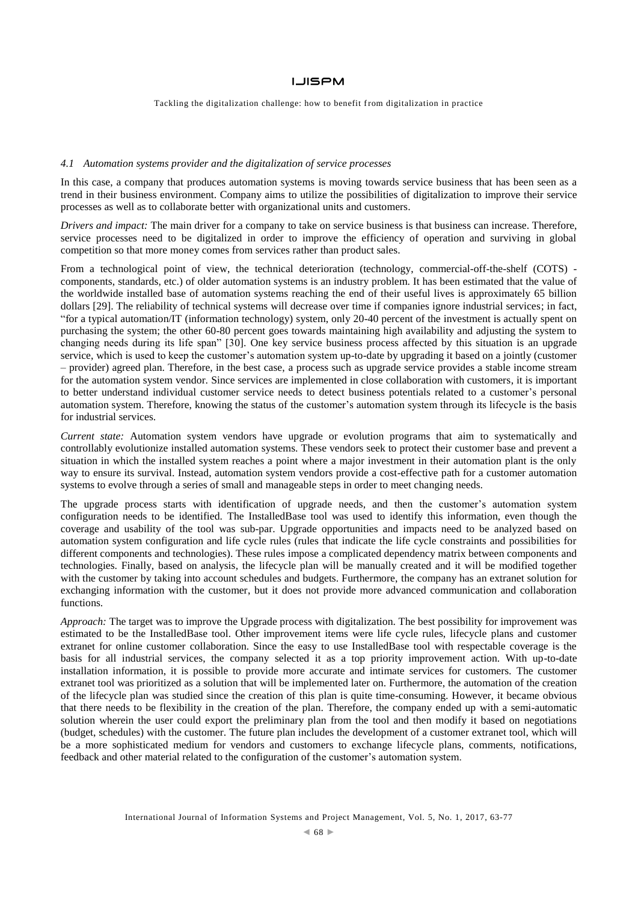### *4.1 Automation systems provider and the digitalization of service processes*

In this case, a company that produces automation systems is moving towards service business that has been seen as a trend in their business environment. Company aims to utilize the possibilities of digitalization to improve their service processes as well as to collaborate better with organizational units and customers.

*Drivers and impact:* The main driver for a company to take on service business is that business can increase. Therefore, service processes need to be digitalized in order to improve the efficiency of operation and surviving in global competition so that more money comes from services rather than product sales.

From a technological point of view, the technical deterioration (technology, commercial-off-the-shelf (COTS) - components, standards, etc.) of older automation systems is an industry problem. It has been estimated that the value of the worldwide installed base of automation systems reaching the end of their useful lives is approximately 65 billion dollars [29]. The reliability of technical systems will decrease over time if companies ignore industrial services; in fact, "for a typical automation/IT (information technology) system, only 20-40 percent of the investment is actually spent on purchasing the system; the other 60-80 percent goes towards maintaining high availability and adjusting the system to changing needs during its life span" [30]. One key service business process affected by this situation is an upgrade service, which is used to keep the customer's automation system up-to-date by upgrading it based on a jointly (customer – provider) agreed plan. Therefore, in the best case, a process such as upgrade service provides a stable income stream for the automation system vendor. Since services are implemented in close collaboration with customers, it is important to better understand individual customer service needs to detect business potentials related to a customer's personal automation system. Therefore, knowing the status of the customer's automation system through its lifecycle is the basis for industrial services.

*Current state:* Automation system vendors have upgrade or evolution programs that aim to systematically and controllably evolutionize installed automation systems. These vendors seek to protect their customer base and prevent a situation in which the installed system reaches a point where a major investment in their automation plant is the only way to ensure its survival. Instead, automation system vendors provide a cost-effective path for a customer automation systems to evolve through a series of small and manageable steps in order to meet changing needs.

The upgrade process starts with identification of upgrade needs, and then the customer's automation system configuration needs to be identified. The InstalledBase tool was used to identify this information, even though the coverage and usability of the tool was sub-par. Upgrade opportunities and impacts need to be analyzed based on automation system configuration and life cycle rules (rules that indicate the life cycle constraints and possibilities for different components and technologies). These rules impose a complicated dependency matrix between components and technologies. Finally, based on analysis, the lifecycle plan will be manually created and it will be modified together with the customer by taking into account schedules and budgets. Furthermore, the company has an extranet solution for exchanging information with the customer, but it does not provide more advanced communication and collaboration functions.

*Approach:* The target was to improve the Upgrade process with digitalization. The best possibility for improvement was estimated to be the InstalledBase tool. Other improvement items were life cycle rules, lifecycle plans and customer extranet for online customer collaboration. Since the easy to use InstalledBase tool with respectable coverage is the basis for all industrial services, the company selected it as a top priority improvement action. With up-to-date installation information, it is possible to provide more accurate and intimate services for customers. The customer extranet tool was prioritized as a solution that will be implemented later on. Furthermore, the automation of the creation of the lifecycle plan was studied since the creation of this plan is quite time-consuming. However, it became obvious that there needs to be flexibility in the creation of the plan. Therefore, the company ended up with a semi-automatic solution wherein the user could export the preliminary plan from the tool and then modify it based on negotiations (budget, schedules) with the customer. The future plan includes the development of a customer extranet tool, which will be a more sophisticated medium for vendors and customers to exchange lifecycle plans, comments, notifications, feedback and other material related to the configuration of the customer's automation system.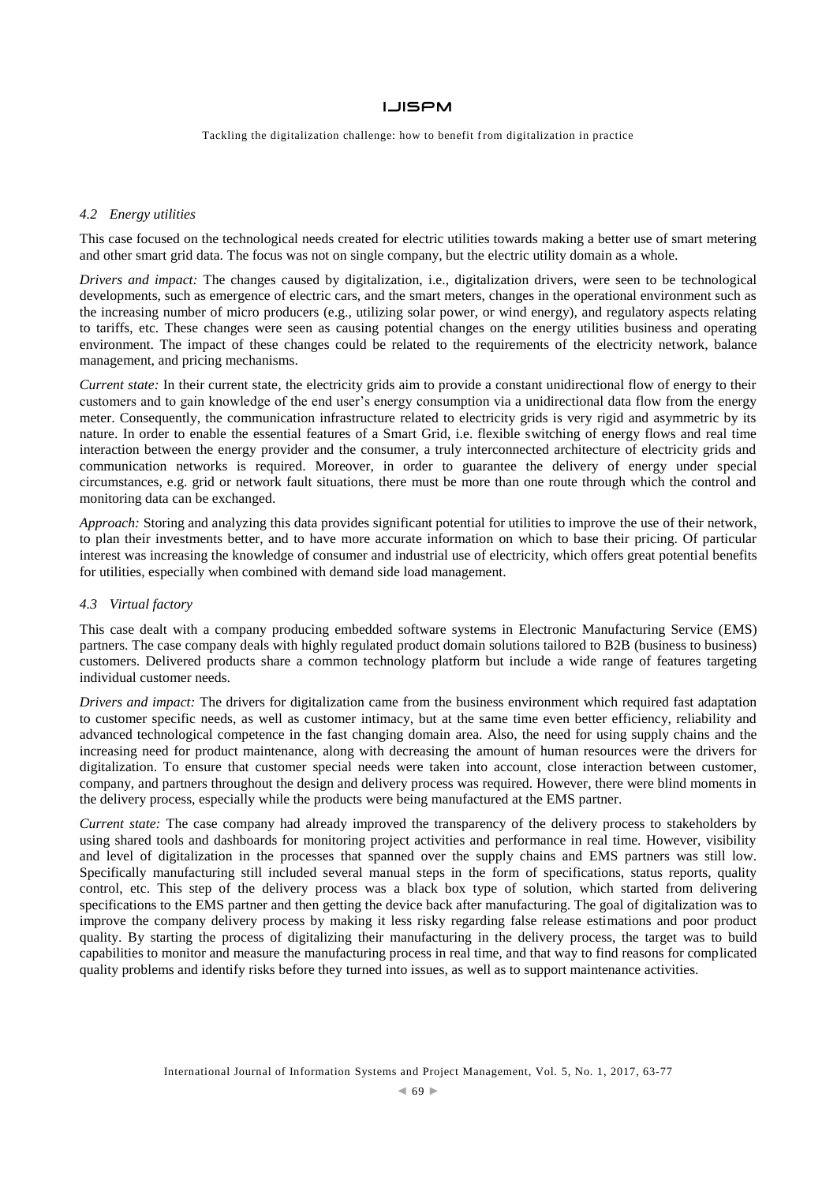### *4.2 Energy utilities*

This case focused on the technological needs created for electric utilities towards making a better use of smart metering and other smart grid data. The focus was not on single company, but the electric utility domain as a whole.

*Drivers and impact:* The changes caused by digitalization, i.e., digitalization drivers, were seen to be technological developments, such as emergence of electric cars, and the smart meters, changes in the operational environment such as the increasing number of micro producers (e.g., utilizing solar power, or wind energy), and regulatory aspects relating to tariffs, etc. These changes were seen as causing potential changes on the energy utilities business and operating environment. The impact of these changes could be related to the requirements of the electricity network, balance management, and pricing mechanisms.

*Current state:* In their current state, the electricity grids aim to provide a constant unidirectional flow of energy to their customers and to gain knowledge of the end user's energy consumption via a unidirectional data flow from the energy meter. Consequently, the communication infrastructure related to electricity grids is very rigid and asymmetric by its nature. In order to enable the essential features of a Smart Grid, i.e. flexible switching of energy flows and real time interaction between the energy provider and the consumer, a truly interconnected architecture of electricity grids and communication networks is required. Moreover, in order to guarantee the delivery of energy under special circumstances, e.g. grid or network fault situations, there must be more than one route through which the control and monitoring data can be exchanged.

*Approach:* Storing and analyzing this data provides significant potential for utilities to improve the use of their network, to plan their investments better, and to have more accurate information on which to base their pricing. Of particular interest was increasing the knowledge of consumer and industrial use of electricity, which offers great potential benefits for utilities, especially when combined with demand side load management.

### *4.3 Virtual factory*

This case dealt with a company producing embedded software systems in Electronic Manufacturing Service (EMS) partners. The case company deals with highly regulated product domain solutions tailored to B2B (business to business) customers. Delivered products share a common technology platform but include a wide range of features targeting individual customer needs.

*Drivers and impact:* The drivers for digitalization came from the business environment which required fast adaptation to customer specific needs, as well as customer intimacy, but at the same time even better efficiency, reliability and advanced technological competence in the fast changing domain area. Also, the need for using supply chains and the increasing need for product maintenance, along with decreasing the amount of human resources were the drivers for digitalization. To ensure that customer special needs were taken into account, close interaction between customer, company, and partners throughout the design and delivery process was required. However, there were blind moments in the delivery process, especially while the products were being manufactured at the EMS partner.

*Current state:* The case company had already improved the transparency of the delivery process to stakeholders by using shared tools and dashboards for monitoring project activities and performance in real time. However, visibility and level of digitalization in the processes that spanned over the supply chains and EMS partners was still low. Specifically manufacturing still included several manual steps in the form of specifications, status reports, quality control, etc. This step of the delivery process was a black box type of solution, which started from delivering specifications to the EMS partner and then getting the device back after manufacturing. The goal of digitalization was to improve the company delivery process by making it less risky regarding false release estimations and poor product quality. By starting the process of digitalizing their manufacturing in the delivery process, the target was to build capabilities to monitor and measure the manufacturing process in real time, and that way to find reasons for complicated quality problems and identify risks before they turned into issues, as well as to support maintenance activities.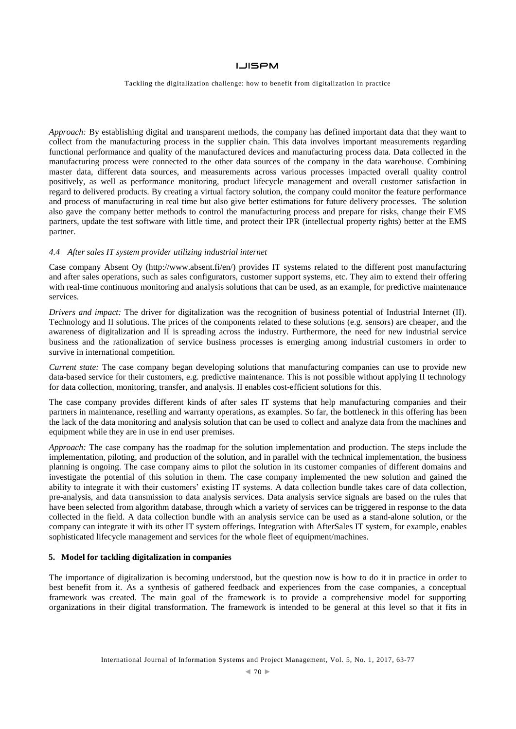*Approach:* By establishing digital and transparent methods, the company has defined important data that they want to collect from the manufacturing process in the supplier chain. This data involves important measurements regarding functional performance and quality of the manufactured devices and manufacturing process data. Data collected in the manufacturing process were connected to the other data sources of the company in the data warehouse. Combining master data, different data sources, and measurements across various processes impacted overall quality control positively, as well as performance monitoring, product lifecycle management and overall customer satisfaction in regard to delivered products. By creating a virtual factory solution, the company could monitor the feature performance and process of manufacturing in real time but also give better estimations for future delivery processes. The solution also gave the company better methods to control the manufacturing process and prepare for risks, change their EMS partners, update the test software with little time, and protect their IPR (intellectual property rights) better at the EMS partner.

### 4.4 After sales IT system provider utilizing industrial internet

Case company Absent Oy (http://www.absent.fi/en/) provides IT systems related to the different post manufacturing and after sales operations, such as sales configurators, customer support systems, etc. They aim to extend their offering with real-time continuous monitoring and analysis solutions that can be used, as an example, for predictive maintenance services.

*Drivers and impact:* The driver for digitalization was the recognition of business potential of Industrial Internet (II). Technology and II solutions. The prices of the components related to these solutions (e.g. sensors) are cheaper, and the awareness of digitalization and II is spreading across the industry. Furthermore, the need for new industrial service business and the rationalization of service business processes is emerging among industrial customers in order to survive in international competition.

*Current state:* The case company began developing solutions that manufacturing companies can use to provide new data-based service for their customers, e.g. predictive maintenance. This is not possible without applying II technology for data collection, monitoring, transfer, and analysis. II enables cost-efficient solutions for this.

The case company provides different kinds of after sales IT systems that help manufacturing companies and their partners in maintenance, reselling and warranty operations, as examples. So far, the bottleneck in this offering has been the lack of the data monitoring and analysis solution that can be used to collect and analyze data from the machines and equipment while they are in use in end user premises.

*Approach:* The case company has the roadmap for the solution implementation and production. The steps include the implementation, piloting, and production of the solution, and in parallel with the technical implementation, the business planning is ongoing. The case company aims to pilot the solution in its customer companies of different domains and investigate the potential of this solution in them. The case company implemented the new solution and gained the ability to integrate it with their customers' existing IT systems. A data collection bundle takes care of data collection, pre-analysis, and data transmission to data analysis services. Data analysis service signals are based on the rules that have been selected from algorithm database, through which a variety of services can be triggered in response to the data collected in the field. A data collection bundle with an analysis service can be used as a stand-alone solution, or the company can integrate it with its other IT system offerings. Integration with AfterSales IT system, for example, enables sophisticated lifecycle management and services for the whole fleet of equipment/machines.

## 5. Model for tackling digitalization in companies

The importance of digitalization is becoming understood, but the question now is how to do it in practice in order to best benefit from it. As a synthesis of gathered feedback and experiences from the case companies, a conceptual framework was created. The main goal of the framework is to provide a comprehensive model for supporting organizations in their digital transformation. The framework is intended to be general at this level so that it fits in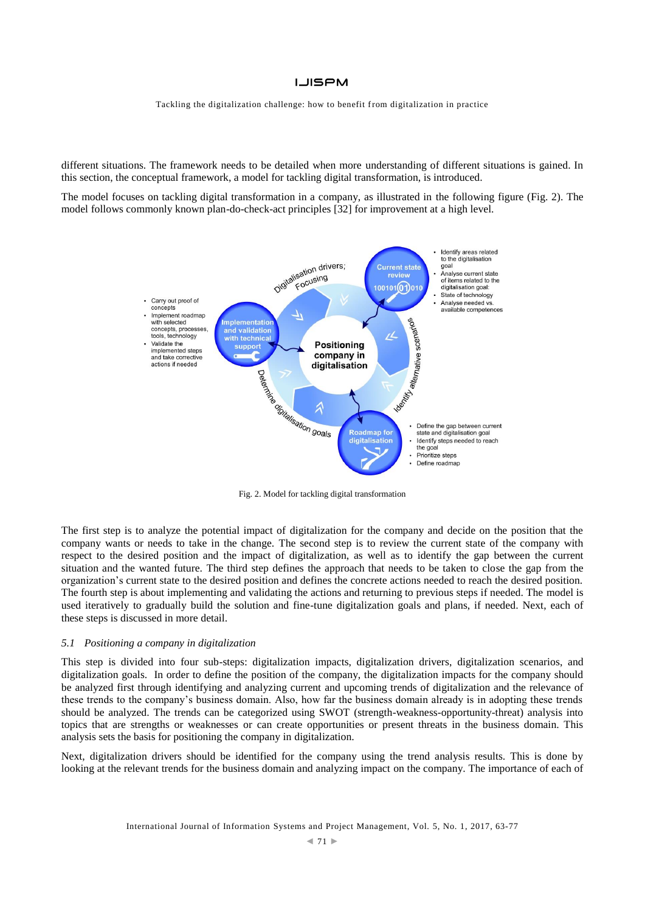different situations. The framework needs to be detailed when more understanding of different situations is gained. In this section, the conceptual framework, a model for tackling digital transformation, is introduced.

The model focuses on tackling digital transformation in a company, as illustrated in the following figure (Fig. 2). The model follows commonly known plan-do-check-act principles [32] for improvement at a high level.

Fig. 2. Model for tackling digital transformation

The first step is to analyze the potential impact of digitalization for the company and decide on the position that the company wants or needs to take in the change. The second step is to review the current state of the company with respect to the desired position and the impact of digitalization, as well as to identify the gap between the current situation and the wanted future. The third step defines the approach that needs to be taken to close the gap from the organization's current state to the desired position and defines the concrete actions needed to reach the desired position. The fourth step is about implementing and validating the actions and returning to previous steps if needed. The model is used iteratively to gradually build the solution and fine-tune digitalization goals and plans, if needed. Next, each of these steps is discussed in more detail.

### *5.1 Positioning a company in digitalization*

This step is divided into four sub-steps: digitalization impacts, digitalization drivers, digitalization scenarios, and digitalization goals. In order to define the position of the company, the digitalization impacts for the company should be analyzed first through identifying and analyzing current and upcoming trends of digitalization and the relevance of these trends to the company's business domain. Also, how far the business domain already is in adopting these trends should be analyzed. The trends can be categorized using SWOT (strength-weakness-opportunity-threat) analysis into topics that are strengths or weaknesses or can create opportunities or present threats in the business domain. This analysis sets the basis for positioning the company in digitalization.

Next, digitalization drivers should be identified for the company using the trend analysis results. This is done by looking at the relevant trends for the business domain and analyzing impact on the company. The importance of each of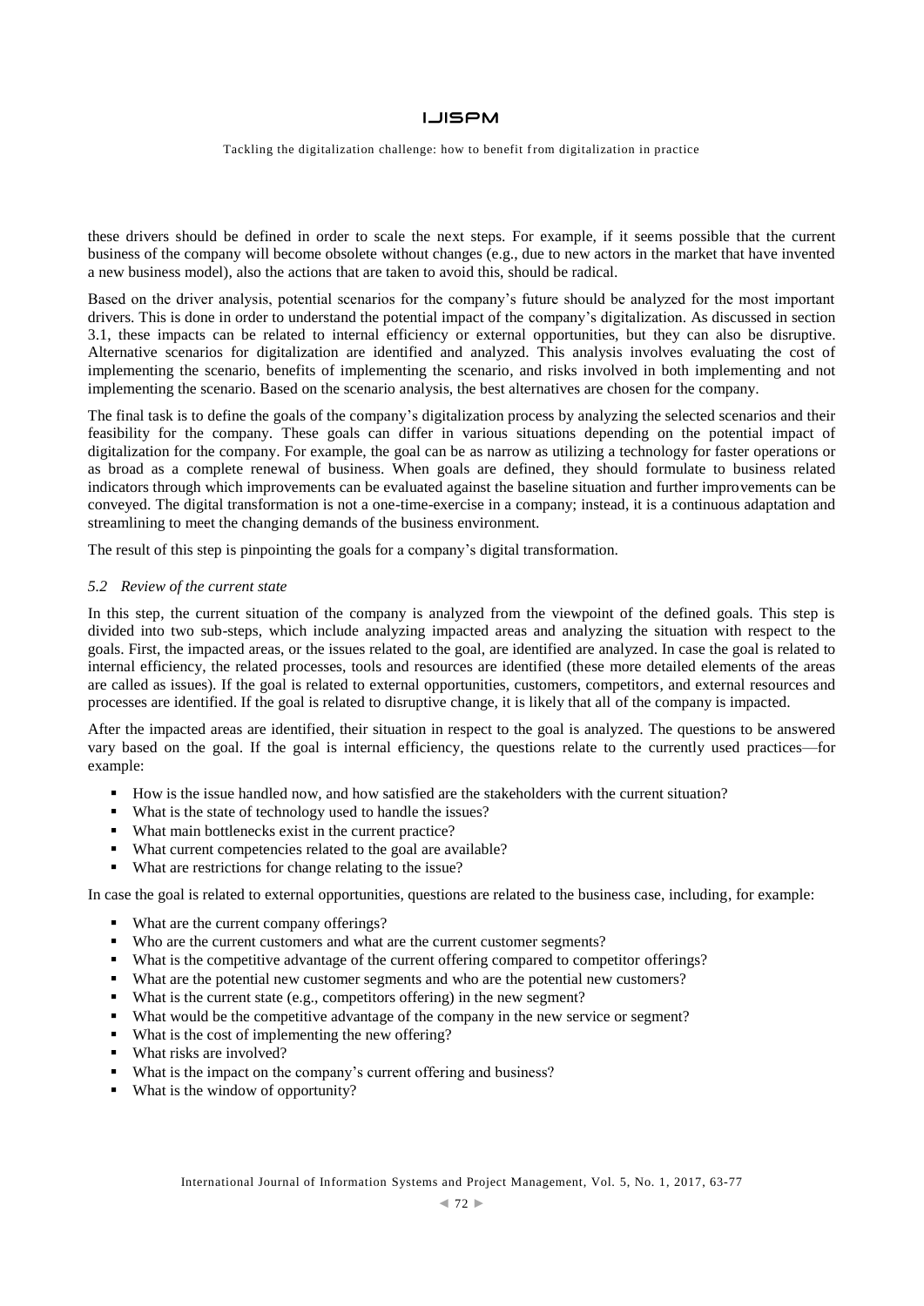these drivers should be defined in order to scale the next steps. For example, if it seems possible that the current business of the company will become obsolete without changes (e.g., due to new actors in the market that have invented a new business model), also the actions that are taken to avoid this, should be radical.

Based on the driver analysis, potential scenarios for the company's future should be analyzed for the most important drivers. This is done in order to understand the potential impact of the company's digitalization. As discussed in section 3.1, these impacts can be related to internal efficiency or external opportunities, but they can also be disruptive. Alternative scenarios for digitalization are identified and analyzed. This analysis involves evaluating the cost of implementing the scenario, benefits of implementing the scenario, and risks involved in both implementing and not implementing the scenario. Based on the scenario analysis, the best alternatives are chosen for the company.

The final task is to define the goals of the company's digitalization process by analyzing the selected scenarios and their feasibility for the company. These goals can differ in various situations depending on the potential impact of digitalization for the company. For example, the goal can be as narrow as utilizing a technology for faster operations or as broad as a complete renewal of business. When goals are defined, they should formulate to business related indicators through which improvements can be evaluated against the baseline situation and further improvements can be conveyed. The digital transformation is not a one-time-exercise in a company; instead, it is a continuous adaptation and streamlining to meet the changing demands of the business environment.

The result of this step is pinpointing the goals for a company's digital transformation.

### *5.2 Review of the current state*

In this step, the current situation of the company is analyzed from the viewpoint of the defined goals. This step is divided into two sub-steps, which include analyzing impacted areas and analyzing the situation with respect to the goals. First, the impacted areas, or the issues related to the goal, are identified are analyzed. In case the goal is related to internal efficiency, the related processes, tools and resources are identified (these more detailed elements of the areas are called as issues). If the goal is related to external opportunities, customers, competitors, and external resources and processes are identified. If the goal is related to disruptive change, it is likely that all of the company is impacted.

After the impacted areas are identified, their situation in respect to the goal is analyzed. The questions to be answered vary based on the goal. If the goal is internal efficiency, the questions relate to the currently used practices—for example:

- How is the issue handled now, and how satisfied are the stakeholders with the current situation?
- What is the state of technology used to handle the issues?
- What main bottlenecks exist in the current practice?
- What current competencies related to the goal are available?
- What are restrictions for change relating to the issue?

In case the goal is related to external opportunities, questions are related to the business case, including, for example:

- What are the current company offerings?
- Who are the current customers and what are the current customer segments?
- What is the competitive advantage of the current offering compared to competitor offerings?
- What are the potential new customer segments and who are the potential new customers?
- What is the current state (e.g., competitors offering) in the new segment?
- What would be the competitive advantage of the company in the new service or segment?
- What is the cost of implementing the new offering?
- What risks are involved?
- What is the impact on the company's current offering and business?
- What is the window of opportunity?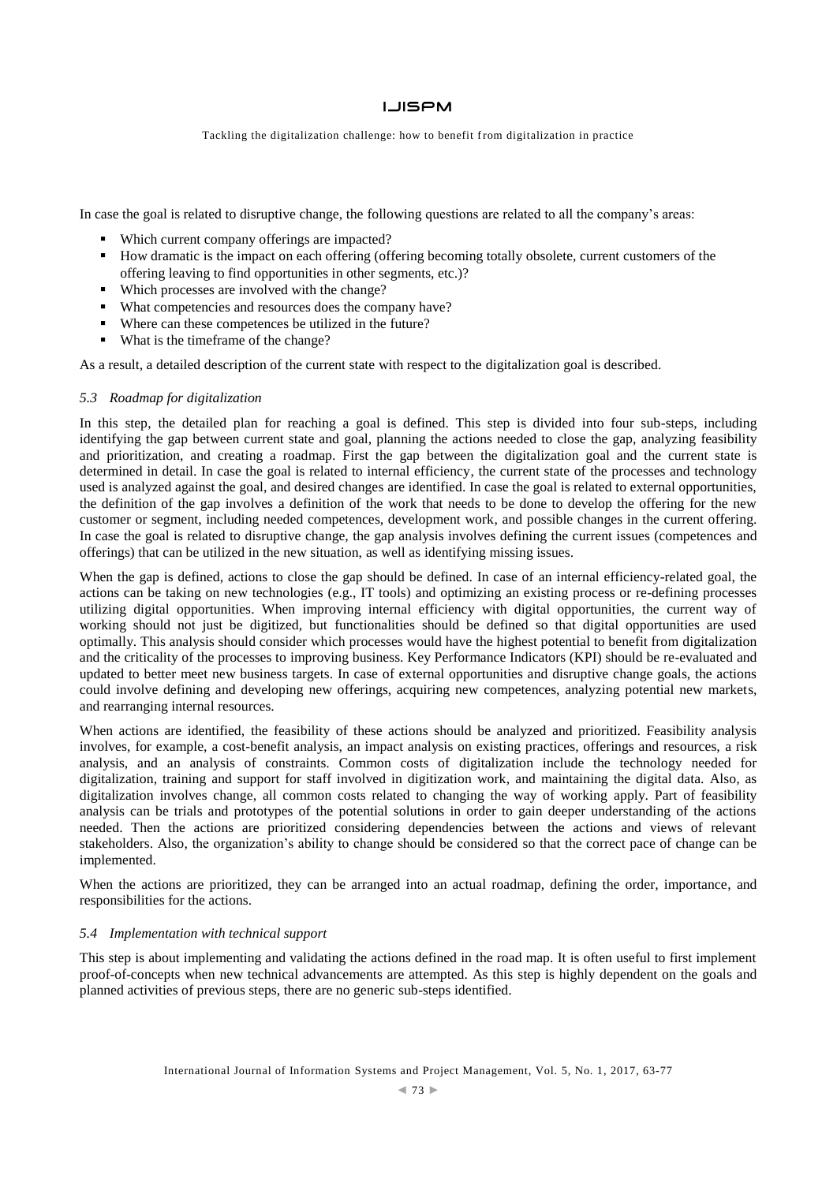In case the goal is related to disruptive change, the following questions are related to all the company's areas:

- Which current company offerings are impacted?
- How dramatic is the impact on each offering (offering becoming totally obsolete, current customers of the offering leaving to find opportunities in other segments, etc.)?
- Which processes are involved with the change?
- What competencies and resources does the company have?
- Where can these competences be utilized in the future?
- What is the timeframe of the change?

As a result, a detailed description of the current state with respect to the digitalization goal is described.

### *5.3 Roadmap for digitalization*

In this step, the detailed plan for reaching a goal is defined. This step is divided into four sub-steps, including identifying the gap between current state and goal, planning the actions needed to close the gap, analyzing feasibility and prioritization, and creating a roadmap. First the gap between the digitalization goal and the current state is determined in detail. In case the goal is related to internal efficiency, the current state of the processes and technology used is analyzed against the goal, and desired changes are identified. In case the goal is related to external opportunities, the definition of the gap involves a definition of the work that needs to be done to develop the offering for the new customer or segment, including needed competences, development work, and possible changes in the current offering. In case the goal is related to disruptive change, the gap analysis involves defining the current issues (competences and offerings) that can be utilized in the new situation, as well as identifying missing issues.

When the gap is defined, actions to close the gap should be defined. In case of an internal efficiency-related goal, the actions can be taking on new technologies (e.g., IT tools) and optimizing an existing process or re-defining processes utilizing digital opportunities. When improving internal efficiency with digital opportunities, the current way of working should not just be digitized, but functionalities should be defined so that digital opportunities are used optimally. This analysis should consider which processes would have the highest potential to benefit from digitalization and the criticality of the processes to improving business. Key Performance Indicators (KPI) should be re-evaluated and updated to better meet new business targets. In case of external opportunities and disruptive change goals, the actions could involve defining and developing new offerings, acquiring new competences, analyzing potential new markets, and rearranging internal resources.

When actions are identified, the feasibility of these actions should be analyzed and prioritized. Feasibility analysis involves, for example, a cost-benefit analysis, an impact analysis on existing practices, offerings and resources, a risk analysis, and an analysis of constraints. Common costs of digitalization include the technology needed for digitalization, training and support for staff involved in digitization work, and maintaining the digital data. Also, as digitalization involves change, all common costs related to changing the way of working apply. Part of feasibility analysis can be trials and prototypes of the potential solutions in order to gain deeper understanding of the actions needed. Then the actions are prioritized considering dependencies between the actions and views of relevant stakeholders. Also, the organization's ability to change should be considered so that the correct pace of change can be implemented.

When the actions are prioritized, they can be arranged into an actual roadmap, defining the order, importance, and responsibilities for the actions.

### *5.4 Implementation with technical support*

This step is about implementing and validating the actions defined in the road map. It is often useful to first implement proof-of-concepts when new technical advancements are attempted. As this step is highly dependent on the goals and planned activities of previous steps, there are no generic sub-steps identified.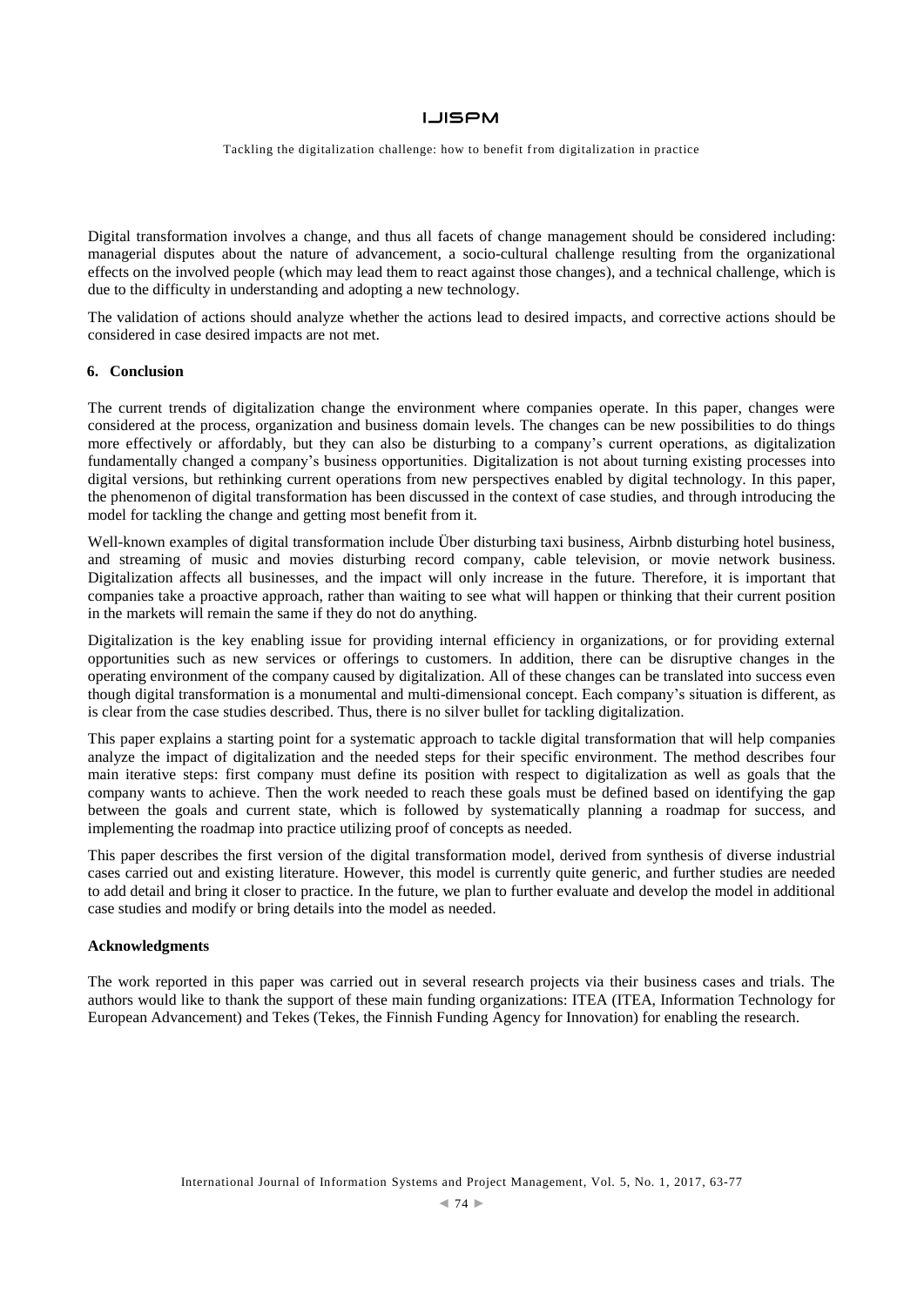Digital transformation involves a change, and thus all facets of change management should be considered including: managerial disputes about the nature of advancement, a socio-cultural challenge resulting from the organizational effects on the involved people (which may lead them to react against those changes), and a technical challenge, which is due to the difficulty in understanding and adopting a new technology.

The validation of actions should analyze whether the actions lead to desired impacts, and corrective actions should be considered in case desired impacts are not met.

## 6. Conclusion

The current trends of digitalization change the environment where companies operate. In this paper, changes were considered at the process, organization and business domain levels. The changes can be new possibilities to do things more effectively or affordably, but they can also be disturbing to a company's current operations, as digitalization fundamentally changed a company's business opportunities. Digitalization is not about turning existing processes into digital versions, but rethinking current operations from new perspectives enabled by digital technology. In this paper, the phenomenon of digital transformation has been discussed in the context of case studies, and through introducing the model for tackling the change and getting most benefit from it.

Well-known examples of digital transformation include Über disturbing taxi business, Airbnb disturbing hotel business, and streaming of music and movies disturbing record company, cable television, or movie network business. Digitalization affects all businesses, and the impact will only increase in the future. Therefore, it is important that companies take a proactive approach, rather than waiting to see what will happen or thinking that their current position in the markets will remain the same if they do not do anything.

Digitalization is the key enabling issue for providing internal efficiency in organizations, or for providing external opportunities such as new services or offerings to customers. In addition, there can be disruptive changes in the operating environment of the company caused by digitalization. All of these changes can be translated into success even though digital transformation is a monumental and multi-dimensional concept. Each company's situation is different, as is clear from the case studies described. Thus, there is no silver bullet for tackling digitalization.

This paper explains a starting point for a systematic approach to tackle digital transformation that will help companies analyze the impact of digitalization and the needed steps for their specific environment. The method describes four main iterative steps: first company must define its position with respect to digitalization as well as goals that the company wants to achieve. Then the work needed to reach these goals must be defined based on identifying the gap between the goals and current state, which is followed by systematically planning a roadmap for success, and implementing the roadmap into practice utilizing proof of concepts as needed.

This paper describes the first version of the digital transformation model, derived from synthesis of diverse industrial cases carried out and existing literature. However, this model is currently quite generic, and further studies are needed to add detail and bring it closer to practice. In the future, we plan to further evaluate and develop the model in additional case studies and modify or bring details into the model as needed.

### Acknowledgments

The work reported in this paper was carried out in several research projects via their business cases and trials. The authors would like to thank the support of these main funding organizations: ITEA (ITEA, Information Technology for European Advancement) and Tekes (Tekes, the Finnish Funding Agency for Innovation) for enabling the research.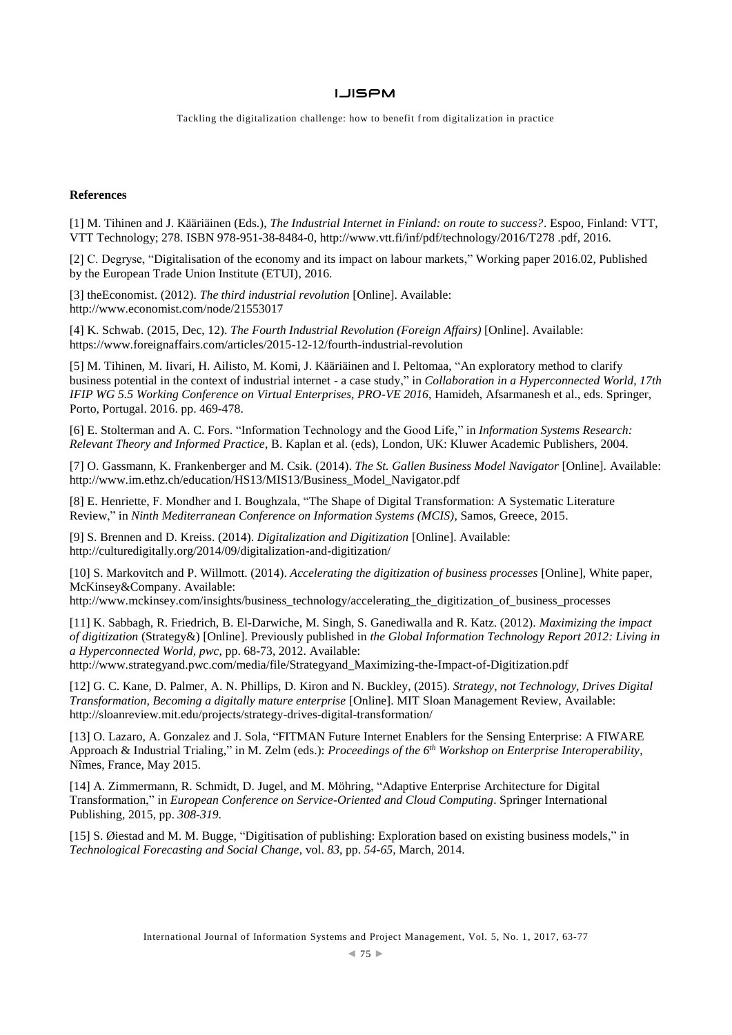**References**

[1] M. Tihinen and J. Kääriäinen (Eds.), *The Industrial Internet in Finland: on route to success?*. Espoo, Finland: VTT, VTT Technology; 278. ISBN 978-951-38-8484-0, http://www.vtt.fi/inf/pdf/technology/2016/T278 .pdf, 2016.

[2] C. Degryse, "Digitalisation of the economy and its impact on labour markets," Working paper 2016.02, Published by the European Trade Union Institute (ETUI), 2016.

[3] theEconomist. (2012). *The third industrial revolution* [Online]. Available: http://www.economist.com/node/21553017

[4] K. Schwab. (2015, Dec, 12). *The Fourth Industrial Revolution (Foreign Affairs)* [Online]. Available: https://www.foreignaffairs.com/articles/2015-12-12/fourth-industrial-revolution

[5] M. Tihinen, M. Iivari, H. Ailisto, M. Komi, J. Kääriäinen and I. Peltomaa, "An exploratory method to clarify business potential in the context of industrial internet - a case study," in *Collaboration in a Hyperconnected World, 17th IFIP WG 5.5 Working Conference on Virtual Enterprises, PRO-VE 2016*, Hamideh, Afsarmanesh et al., eds. Springer, Porto, Portugal. 2016. pp. 469-478.

[6] E. Stolterman and A. C. Fors. "Information Technology and the Good Life," in *Information Systems Research: Relevant Theory and Informed Practice*, B. Kaplan et al. (eds), London, UK: Kluwer Academic Publishers, 2004.

[7] O. Gassmann, K. Frankenberger and M. Csik. (2014). *The St. Gallen Business Model Navigator* [Online]. Available: http://www.im.ethz.ch/education/HS13/MIS13/Business_Model_Navigator.pdf

[8] E. Henriette, F. Mondher and I. Boughzala, "The Shape of Digital Transformation: A Systematic Literature Review," in *Ninth Mediterranean Conference on Information Systems (MCIS)*, Samos, Greece, 2015.

[9] S. Brennen and D. Kreiss. (2014). *Digitalization and Digitization* [Online]. Available: http://culturedigitally.org/2014/09/digitalization-and-digitization/

[10] S. Markovitch and P. Willmott. (2014). *Accelerating the digitization of business processes* [Online], White paper, McKinsey&Company. Available: http://www.mckinsey.com/insights/business_technology/accelerating_the_digitization_of_business_processes

[11] K. Sabbagh, R. Friedrich, B. El-Darwiche, M. Singh, S. Ganediwalla and R. Katz. (2012). *Maximizing the impact of digitization* (Strategy&) [Online]. Previously published in *the Global Information Technology Report 2012: Living in a Hyperconnected World, pwc*, pp. 68-73, 2012. Available: http://www.strategyand.pwc.com/media/file/Strategyand_Maximizing-the-Impact-of-Digitization.pdf

[12] G. C. Kane, D. Palmer, A. N. Phillips, D. Kiron and N. Buckley, (2015). *Strategy, not Technology, Drives Digital Transformation, Becoming a digitally mature enterprise* [Online]. MIT Sloan Management Review, Available: http://sloanreview.mit.edu/projects/strategy-drives-digital-transformation/

[13] O. Lazaro, A. Gonzalez and J. Sola, "FITMAN Future Internet Enablers for the Sensing Enterprise: A FIWARE Approach & Industrial Trialing," in M. Zelm (eds.): *Proceedings of the 6th Workshop on Enterprise Interoperability*, Nîmes, France, May 2015.

[14] A. Zimmermann, R. Schmidt, D. Jugel, and M. Möhring, "Adaptive Enterprise Architecture for Digital Transformation," in *European Conference on Service-Oriented and Cloud Computing*. Springer International Publishing, 2015, pp. *308-319*.

[15] S. Øiestad and M. M. Bugge, "Digitisation of publishing: Exploration based on existing business models," in *Technological Forecasting and Social Change*, vol. *83*, pp. *54-65*, March, 2014.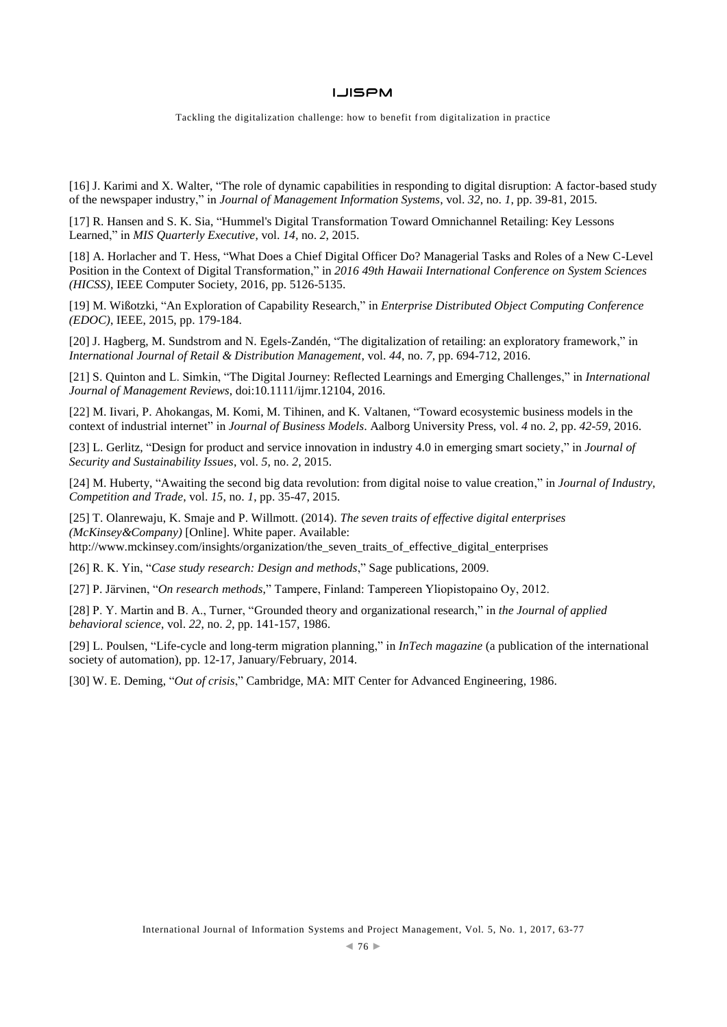[16] J. Karimi and X. Walter, "The role of dynamic capabilities in responding to digital disruption: A factor-based study of the newspaper industry," in *Journal of Management Information Systems*, vol. *32*, no. *1*, pp. 39-81, 2015.

[17] R. Hansen and S. K. Sia, "Hummel's Digital Transformation Toward Omnichannel Retailing: Key Lessons Learned," in *MIS Quarterly Executive*, vol. *14*, no. *2*, 2015.

[18] A. Horlacher and T. Hess, "What Does a Chief Digital Officer Do? Managerial Tasks and Roles of a New C-Level Position in the Context of Digital Transformation," in *2016 49th Hawaii International Conference on System Sciences (HICSS)*, IEEE Computer Society, 2016, pp. 5126-5135.

[19] M. Wißotzki, "An Exploration of Capability Research," in *Enterprise Distributed Object Computing Conference (EDOC)*, IEEE, 2015, pp. 179-184.

[20] J. Hagberg, M. Sundstrom and N. Egels-Zandén, "The digitalization of retailing: an exploratory framework," in *International Journal of Retail & Distribution Management*, vol. *44*, no. *7*, pp. 694-712, 2016.

[21] S. Quinton and L. Simkin, "The Digital Journey: Reflected Learnings and Emerging Challenges," in *International Journal of Management Reviews*, doi:10.1111/ijmr.12104, 2016.

[22] M. Iivari, P. Ahokangas, M. Komi, M. Tihinen, and K. Valtanen, "Toward ecosystemic business models in the context of industrial internet" in *Journal of Business Models*. Aalborg University Press, vol. *4* no. *2*, pp. *42-59*, 2016.

[23] L. Gerlitz, "Design for product and service innovation in industry 4.0 in emerging smart society," in *Journal of Security and Sustainability Issues*, vol. *5*, no. *2*, 2015.

[24] M. Huberty, "Awaiting the second big data revolution: from digital noise to value creation," in *Journal of Industry, Competition and Trade*, vol. *15*, no. *1*, pp. 35-47, 2015.

[25] T. Olanrewaju, K. Smaje and P. Willmott. (2014). *The seven traits of effective digital enterprises (McKinsey&Company)* [Online]. White paper. Available: http://www.mckinsey.com/insights/organization/the_seven_traits_of_effective_digital_enterprises

[26] R. K. Yin, "*Case study research: Design and methods*," Sage publications, 2009.

[27] P. Järvinen, "*On research methods*," Tampere, Finland: Tampereen Yliopistopaino Oy, 2012.

[28] P. Y. Martin and B. A., Turner, "Grounded theory and organizational research," in *the Journal of applied behavioral science*, vol. *22*, no. *2*, pp. 141-157, 1986.

[29] L. Poulsen, "Life-cycle and long-term migration planning," in *InTech magazine* (a publication of the international society of automation), pp. 12-17, January/February, 2014.

[30] W. E. Deming, "*Out of crisis*," Cambridge, MA: MIT Center for Advanced Engineering, 1986.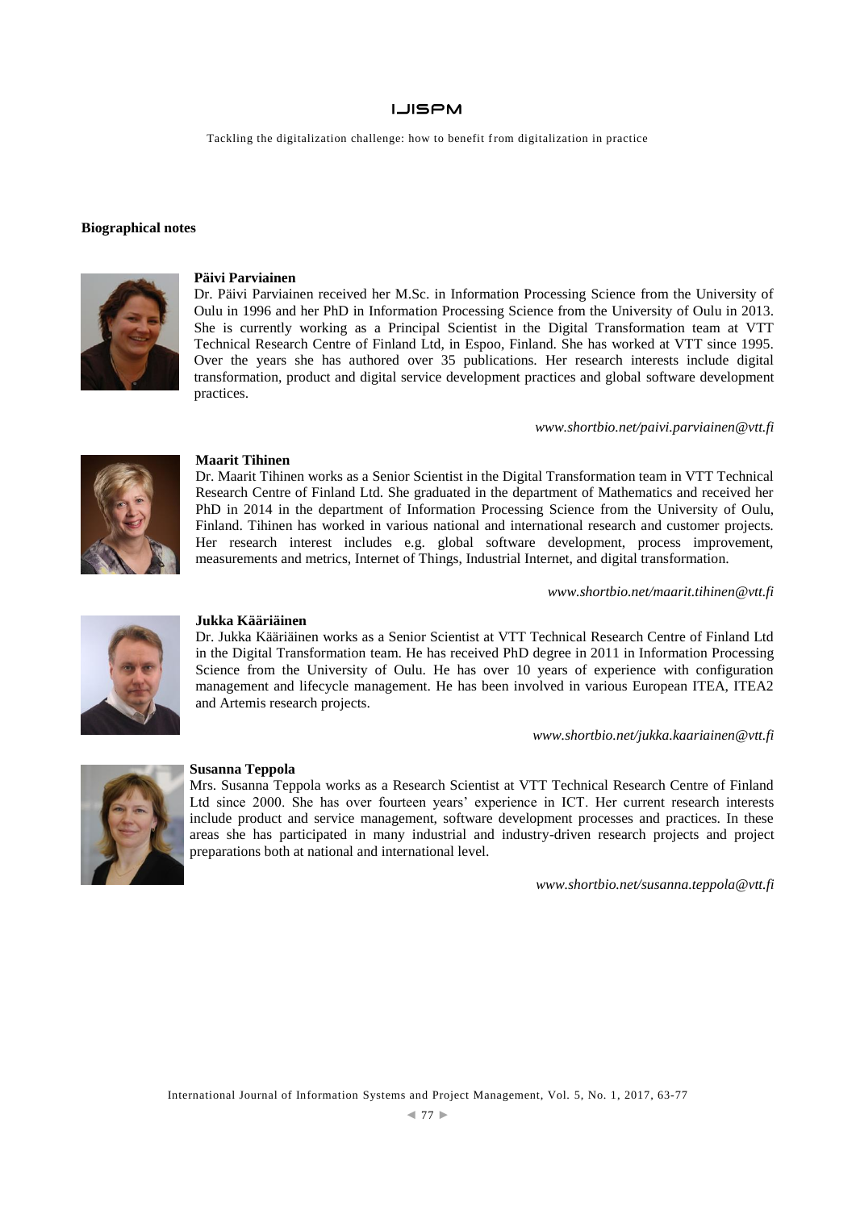**Biographical notes**

**Päivi Parviainen**

Dr. Päivi Parviainen received her M.Sc. in Information Processing Science from the University of Oulu in 1996 and her PhD in Information Processing Science from the University of Oulu in 2013. She is currently working as a Principal Scientist in the Digital Transformation team at VTT Technical Research Centre of Finland Ltd, in Espoo, Finland. She has worked at VTT since 1995. Over the years she has authored over 35 publications. Her research interests include digital transformation, product and digital service development practices and global software development practices.

*www.shortbio.net/paivi.parviainen@vtt.fi*

**Maarit Tihinen**

Dr. Maarit Tihinen works as a Senior Scientist in the Digital Transformation team in VTT Technical Research Centre of Finland Ltd. She graduated in the department of Mathematics and received her PhD in 2014 in the department of Information Processing Science from the University of Oulu, Finland. Tihinen has worked in various national and international research and customer projects. Her research interest includes e.g. global software development, process improvement, measurements and metrics, Internet of Things, Industrial Internet, and digital transformation.

*www.shortbio.net/maarit.tihinen@vtt.fi*

**Jukka Kääriäinen**

Dr. Jukka Kääriäinen works as a Senior Scientist at VTT Technical Research Centre of Finland Ltd in the Digital Transformation team. He has received PhD degree in 2011 in Information Processing Science from the University of Oulu. He has over 10 years of experience with configuration management and lifecycle management. He has been involved in various European ITEA, ITEA2 and Artemis research projects.

*www.shortbio.net/jukka.kaariainen@vtt.fi*

**Susanna Teppola**

Mrs. Susanna Teppola works as a Research Scientist at VTT Technical Research Centre of Finland Ltd since 2000. She has over fourteen years' experience in ICT. Her current research interests include product and service management, software development processes and practices. In these areas she has participated in many industrial and industry-driven research projects and project preparations both at national and international level.

*www.shortbio.net/susanna.teppola@vtt.fi*